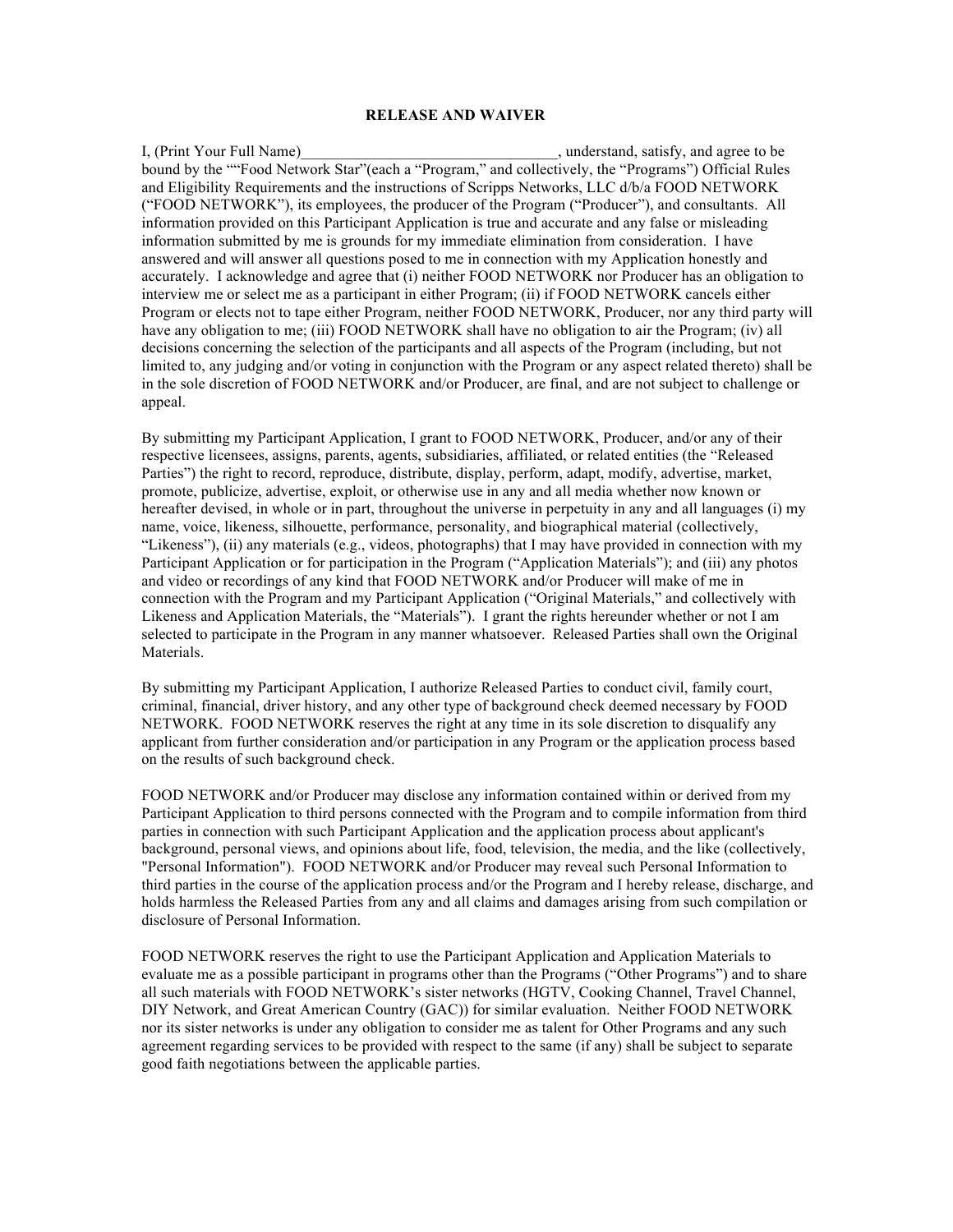**RELEASE AND WAIVER**

I, (Print Your Full Name)________________________________, understand, satisfy, and agree to be bound by the ""Food Network Star"(each a "Program," and collectively, the "Programs") Official Rules and Eligibility Requirements and the instructions of Scripps Networks, LLC d/b/a FOOD NETWORK ("FOOD NETWORK"), its employees, the producer of the Program ("Producer"), and consultants. All information provided on this Participant Application is true and accurate and any false or misleading information submitted by me is grounds for my immediate elimination from consideration. I have answered and will answer all questions posed to me in connection with my Application honestly and accurately. I acknowledge and agree that (i) neither FOOD NETWORK nor Producer has an obligation to interview me or select me as a participant in either Program; (ii) if FOOD NETWORK cancels either Program or elects not to tape either Program, neither FOOD NETWORK, Producer, nor any third party will have any obligation to me; (iii) FOOD NETWORK shall have no obligation to air the Program; (iv) all decisions concerning the selection of the participants and all aspects of the Program (including, but not limited to, any judging and/or voting in conjunction with the Program or any aspect related thereto) shall be in the sole discretion of FOOD NETWORK and/or Producer, are final, and are not subject to challenge or appeal.

By submitting my Participant Application, I grant to FOOD NETWORK, Producer, and/or any of their respective licensees, assigns, parents, agents, subsidiaries, affiliated, or related entities (the "Released Parties") the right to record, reproduce, distribute, display, perform, adapt, modify, advertise, market, promote, publicize, advertise, exploit, or otherwise use in any and all media whether now known or hereafter devised, in whole or in part, throughout the universe in perpetuity in any and all languages (i) my name, voice, likeness, silhouette, performance, personality, and biographical material (collectively, "Likeness"), (ii) any materials (e.g., videos, photographs) that I may have provided in connection with my Participant Application or for participation in the Program ("Application Materials"); and (iii) any photos and video or recordings of any kind that FOOD NETWORK and/or Producer will make of me in connection with the Program and my Participant Application ("Original Materials," and collectively with Likeness and Application Materials, the "Materials"). I grant the rights hereunder whether or not I am selected to participate in the Program in any manner whatsoever. Released Parties shall own the Original Materials.

By submitting my Participant Application, I authorize Released Parties to conduct civil, family court, criminal, financial, driver history, and any other type of background check deemed necessary by FOOD NETWORK. FOOD NETWORK reserves the right at any time in its sole discretion to disqualify any applicant from further consideration and/or participation in any Program or the application process based on the results of such background check.

FOOD NETWORK and/or Producer may disclose any information contained within or derived from my Participant Application to third persons connected with the Program and to compile information from third parties in connection with such Participant Application and the application process about applicant's background, personal views, and opinions about life, food, television, the media, and the like (collectively, "Personal Information"). FOOD NETWORK and/or Producer may reveal such Personal Information to third parties in the course of the application process and/or the Program and I hereby release, discharge, and holds harmless the Released Parties from any and all claims and damages arising from such compilation or disclosure of Personal Information.

FOOD NETWORK reserves the right to use the Participant Application and Application Materials to evaluate me as a possible participant in programs other than the Programs ("Other Programs") and to share all such materials with FOOD NETWORK's sister networks (HGTV, Cooking Channel, Travel Channel, DIY Network, and Great American Country (GAC)) for similar evaluation. Neither FOOD NETWORK nor its sister networks is under any obligation to consider me as talent for Other Programs and any such agreement regarding services to be provided with respect to the same (if any) shall be subject to separate good faith negotiations between the applicable parties.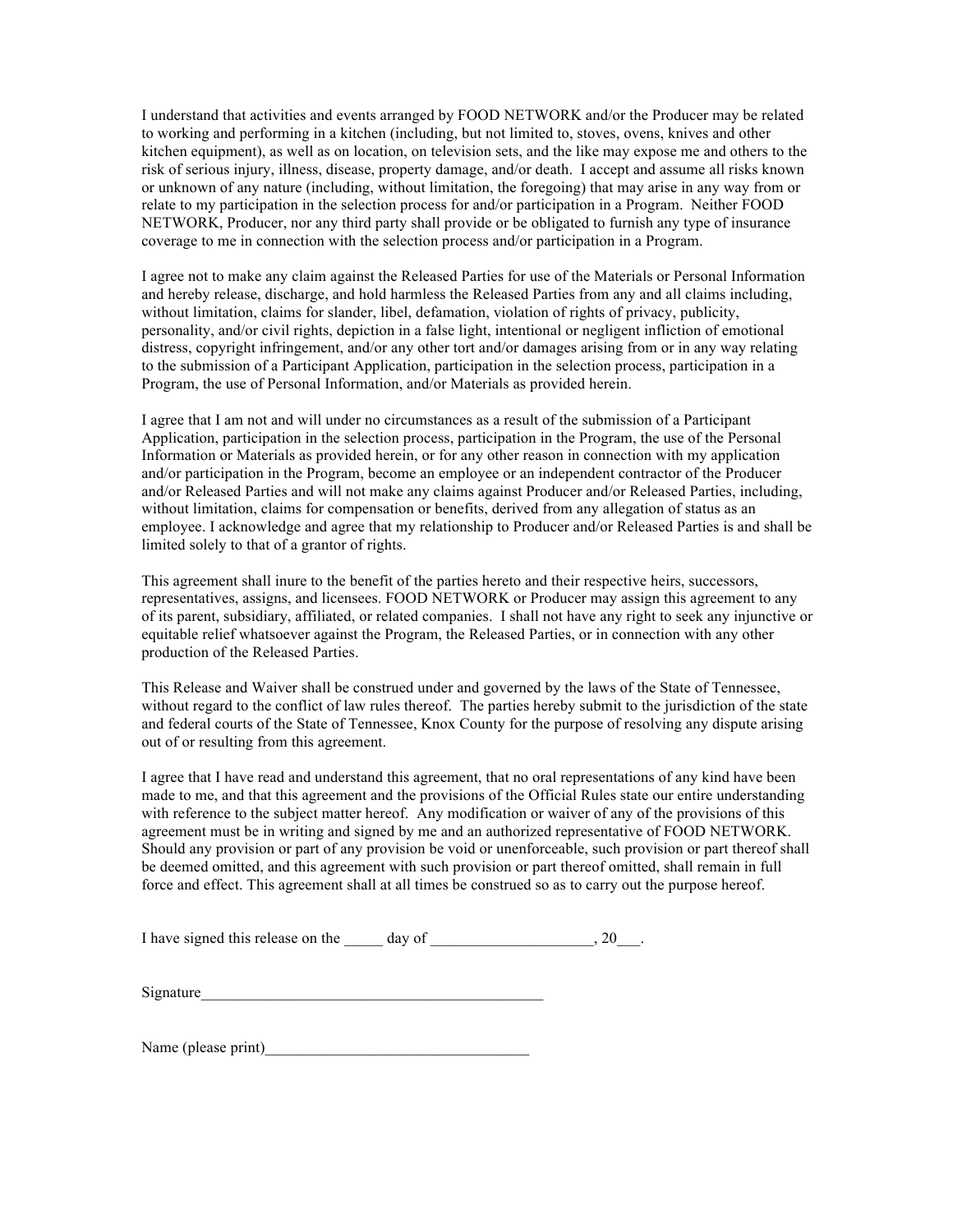I understand that activities and events arranged by FOOD NETWORK and/or the Producer may be related to working and performing in a kitchen (including, but not limited to, stoves, ovens, knives and other kitchen equipment), as well as on location, on television sets, and the like may expose me and others to the risk of serious injury, illness, disease, property damage, and/or death. I accept and assume all risks known or unknown of any nature (including, without limitation, the foregoing) that may arise in any way from or relate to my participation in the selection process for and/or participation in a Program. Neither FOOD NETWORK, Producer, nor any third party shall provide or be obligated to furnish any type of insurance coverage to me in connection with the selection process and/or participation in a Program.

I agree not to make any claim against the Released Parties for use of the Materials or Personal Information and hereby release, discharge, and hold harmless the Released Parties from any and all claims including, without limitation, claims for slander, libel, defamation, violation of rights of privacy, publicity, personality, and/or civil rights, depiction in a false light, intentional or negligent infliction of emotional distress, copyright infringement, and/or any other tort and/or damages arising from or in any way relating to the submission of a Participant Application, participation in the selection process, participation in a Program, the use of Personal Information, and/or Materials as provided herein.

I agree that I am not and will under no circumstances as a result of the submission of a Participant Application, participation in the selection process, participation in the Program, the use of the Personal Information or Materials as provided herein, or for any other reason in connection with my application and/or participation in the Program, become an employee or an independent contractor of the Producer and/or Released Parties and will not make any claims against Producer and/or Released Parties, including, without limitation, claims for compensation or benefits, derived from any allegation of status as an employee. I acknowledge and agree that my relationship to Producer and/or Released Parties is and shall be limited solely to that of a grantor of rights.

This agreement shall inure to the benefit of the parties hereto and their respective heirs, successors, representatives, assigns, and licensees. FOOD NETWORK or Producer may assign this agreement to any of its parent, subsidiary, affiliated, or related companies. I shall not have any right to seek any injunctive or equitable relief whatsoever against the Program, the Released Parties, or in connection with any other production of the Released Parties.

This Release and Waiver shall be construed under and governed by the laws of the State of Tennessee, without regard to the conflict of law rules thereof. The parties hereby submit to the jurisdiction of the state and federal courts of the State of Tennessee, Knox County for the purpose of resolving any dispute arising out of or resulting from this agreement.

I agree that I have read and understand this agreement, that no oral representations of any kind have been made to me, and that this agreement and the provisions of the Official Rules state our entire understanding with reference to the subject matter hereof. Any modification or waiver of any of the provisions of this agreement must be in writing and signed by me and an authorized representative of FOOD NETWORK. Should any provision or part of any provision be void or unenforceable, such provision or part thereof shall be deemed omitted, and this agreement with such provision or part thereof omitted, shall remain in full force and effect. This agreement shall at all times be construed so as to carry out the purpose hereof.

I have signed this release on the _____ day of ____________________, 20___.

Signature____________________________________________

Name (please print)_________________________________